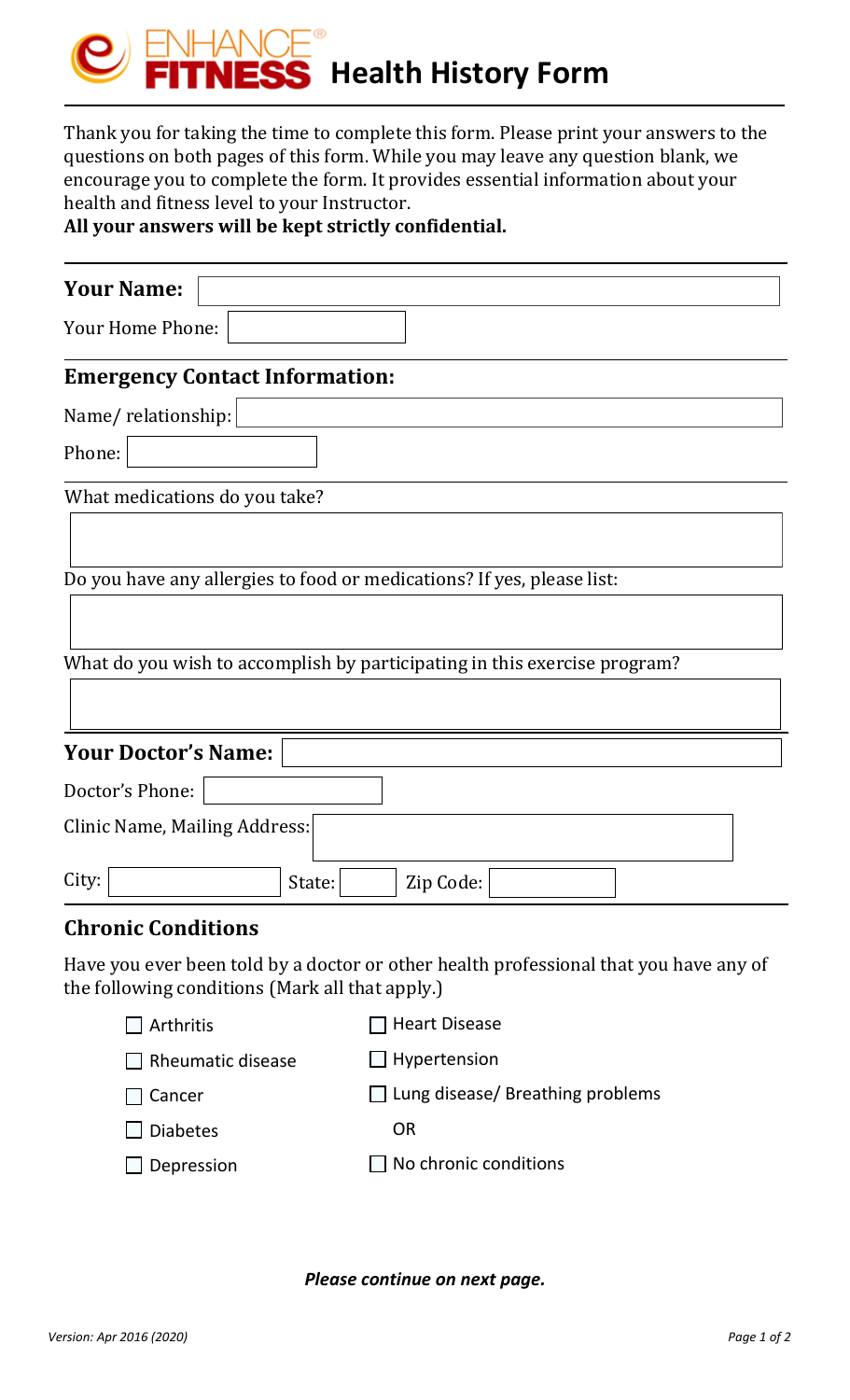# ENHANCE® FITNESS Health History Form

Thank you for taking the time to complete this form. Please print your answers to the questions on both pages of this form. While you may leave any question blank, we encourage you to complete the form. It provides essential information about your health and fitness level to your Instructor.

**All your answers will be kept strictly confidential.**

**Your Name:** ____________________

Your Home Phone: ____________________

## Emergency Contact Information:

Name/ relationship: ____________________

Phone: ____________________

What medications do you take?

____________________

Do you have any allergies to food or medications? If yes, please list:

____________________

What do you wish to accomplish by participating in this exercise program?

____________________

**Your Doctor's Name:** ____________________

Doctor's Phone: ____________________

Clinic Name, Mailing Address: ____________________

City: ____________________ State: ________ Zip Code: ____________

## Chronic Conditions

Have you ever been told by a doctor or other health professional that you have any of the following conditions (Mark all that apply.)

- ☐ Arthritis
- ☐ Rheumatic disease
- ☐ Cancer
- ☐ Diabetes
- ☐ Depression
- ☐ Heart Disease
- ☐ Hypertension
- ☐ Lung disease/ Breathing problems

OR

- ☐ No chronic conditions

***Please continue on next page.***

*Version: Apr 2016 (2020)*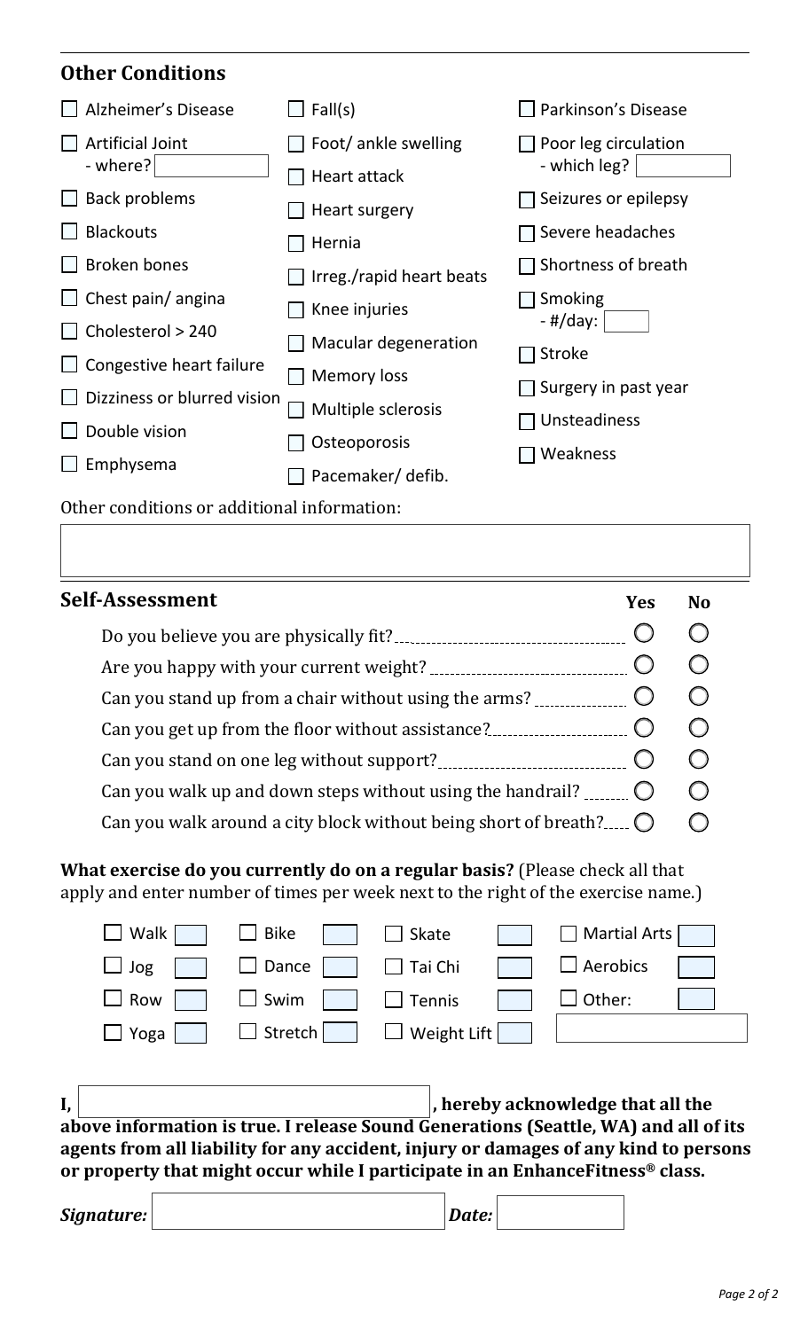## Other Conditions

- ☐ Alzheimer's Disease
- ☐ Artificial Joint - where? \_\_\_\_\_\_
- ☐ Back problems
- ☐ Blackouts
- ☐ Broken bones
- ☐ Chest pain/ angina
- ☐ Cholesterol > 240
- ☐ Congestive heart failure
- ☐ Dizziness or blurred vision
- ☐ Double vision
- ☐ Emphysema
- ☐ Fall(s)
- ☐ Foot/ ankle swelling
- ☐ Heart attack
- ☐ Heart surgery
- ☐ Hernia
- ☐ Irreg./rapid heart beats
- ☐ Knee injuries
- ☐ Macular degeneration
- ☐ Memory loss
- ☐ Multiple sclerosis
- ☐ Osteoporosis
- ☐ Pacemaker/ defib.
- ☐ Parkinson's Disease
- ☐ Poor leg circulation - which leg? \_\_\_\_\_\_
- ☐ Seizures or epilepsy
- ☐ Severe headaches
- ☐ Shortness of breath
- ☐ Smoking - #/day: \_\_\_\_\_\_
- ☐ Stroke
- ☐ Surgery in past year
- ☐ Unsteadiness
- ☐ Weakness

Other conditions or additional information:

\_\_\_\_\_\_\_\_\_\_\_\_\_\_\_\_\_\_\_\_\_\_\_\_\_\_\_\_\_\_\_\_\_\_\_\_\_\_\_\_

## Self-Assessment

| | Yes | No |
|---|---|---|
| Do you believe you are physically fit? | ○ | ○ |
| Are you happy with your current weight? | ○ | ○ |
| Can you stand up from a chair without using the arms? | ○ | ○ |
| Can you get up from the floor without assistance? | ○ | ○ |
| Can you stand on one leg without support? | ○ | ○ |
| Can you walk up and down steps without using the handrail? | ○ | ○ |
| Can you walk around a city block without being short of breath? | ○ | ○ |

**What exercise do you currently do on a regular basis?** (Please check all that apply and enter number of times per week next to the right of the exercise name.)

| | | | |
|---|---|---|---|
| ☐ Walk \_\_\_ | ☐ Bike \_\_\_ | ☐ Skate \_\_\_ | ☐ Martial Arts \_\_\_ |
| ☐ Jog \_\_\_ | ☐ Dance \_\_\_ | ☐ Tai Chi \_\_\_ | ☐ Aerobics \_\_\_ |
| ☐ Row \_\_\_ | ☐ Swim \_\_\_ | ☐ Tennis \_\_\_ | ☐ Other: \_\_\_ |
| ☐ Yoga \_\_\_ | ☐ Stretch \_\_\_ | ☐ Weight Lift \_\_\_ | \_\_\_\_\_\_ |

**I, \_\_\_\_\_\_\_\_\_\_\_\_\_\_\_\_\_\_\_\_, hereby acknowledge that all the above information is true. I release Sound Generations (Seattle, WA) and all of its agents from all liability for any accident, injury or damages of any kind to persons or property that might occur while I participate in an EnhanceFitness® class.**

***Signature:*** \_\_\_\_\_\_\_\_\_\_\_\_\_\_\_\_\_\_\_\_ ***Date:*** \_\_\_\_\_\_\_\_\_\_